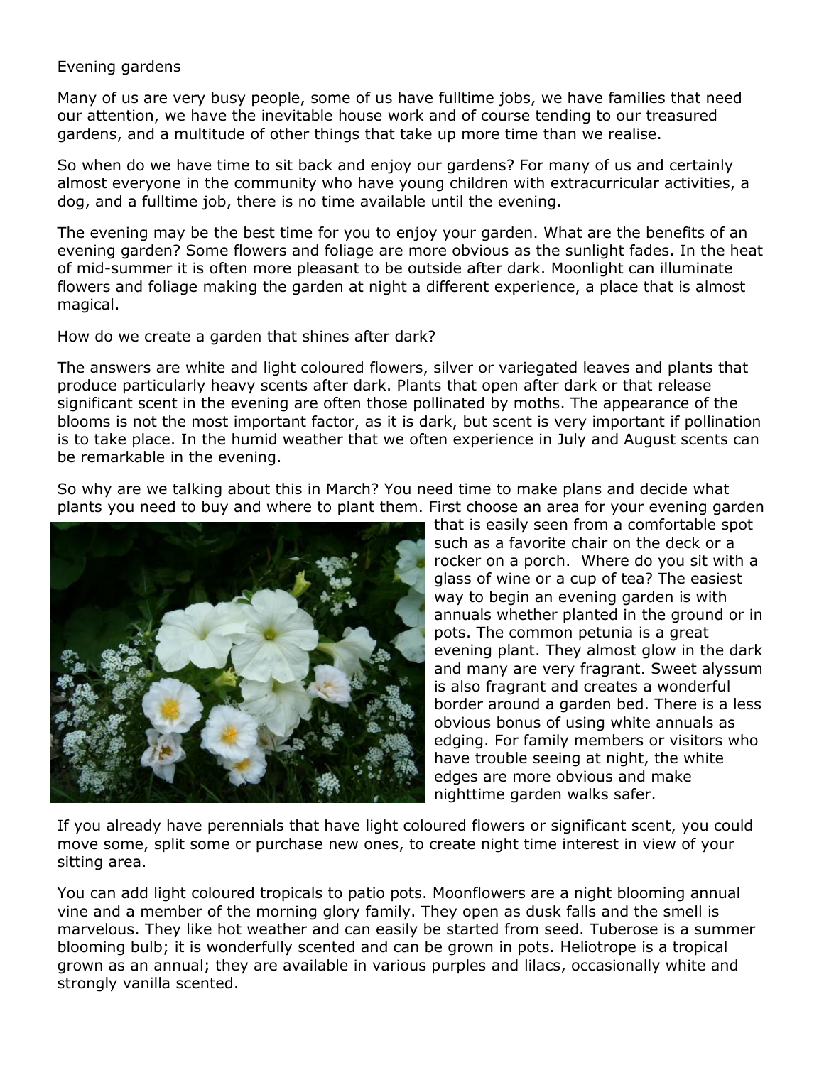# Evening gardens

Many of us are very busy people, some of us have fulltime jobs, we have families that need our attention, we have the inevitable house work and of course tending to our treasured gardens, and a multitude of other things that take up more time than we realise.

So when do we have time to sit back and enjoy our gardens? For many of us and certainly almost everyone in the community who have young children with extracurricular activities, a dog, and a fulltime job, there is no time available until the evening.

The evening may be the best time for you to enjoy your garden. What are the benefits of an evening garden? Some flowers and foliage are more obvious as the sunlight fades. In the heat of mid-summer it is often more pleasant to be outside after dark. Moonlight can illuminate flowers and foliage making the garden at night a different experience, a place that is almost magical.

How do we create a garden that shines after dark?

The answers are white and light coloured flowers, silver or variegated leaves and plants that produce particularly heavy scents after dark. Plants that open after dark or that release significant scent in the evening are often those pollinated by moths. The appearance of the blooms is not the most important factor, as it is dark, but scent is very important if pollination is to take place. In the humid weather that we often experience in July and August scents can be remarkable in the evening.

So why are we talking about this in March? You need time to make plans and decide what plants you need to buy and where to plant them. First choose an area for your evening garden that is easily seen from a comfortable spot such as a favorite chair on the deck or a rocker on a porch. Where do you sit with a glass of wine or a cup of tea? The easiest way to begin an evening garden is with annuals whether planted in the ground or in pots. The common petunia is a great evening plant. They almost glow in the dark and many are very fragrant. Sweet alyssum is also fragrant and creates a wonderful border around a garden bed. There is a less obvious bonus of using white annuals as edging. For family members or visitors who have trouble seeing at night, the white edges are more obvious and make nighttime garden walks safer.

If you already have perennials that have light coloured flowers or significant scent, you could move some, split some or purchase new ones, to create night time interest in view of your sitting area.

You can add light coloured tropicals to patio pots. Moonflowers are a night blooming annual vine and a member of the morning glory family. They open as dusk falls and the smell is marvelous. They like hot weather and can easily be started from seed. Tuberose is a summer blooming bulb; it is wonderfully scented and can be grown in pots. Heliotrope is a tropical grown as an annual; they are available in various purples and lilacs, occasionally white and strongly vanilla scented.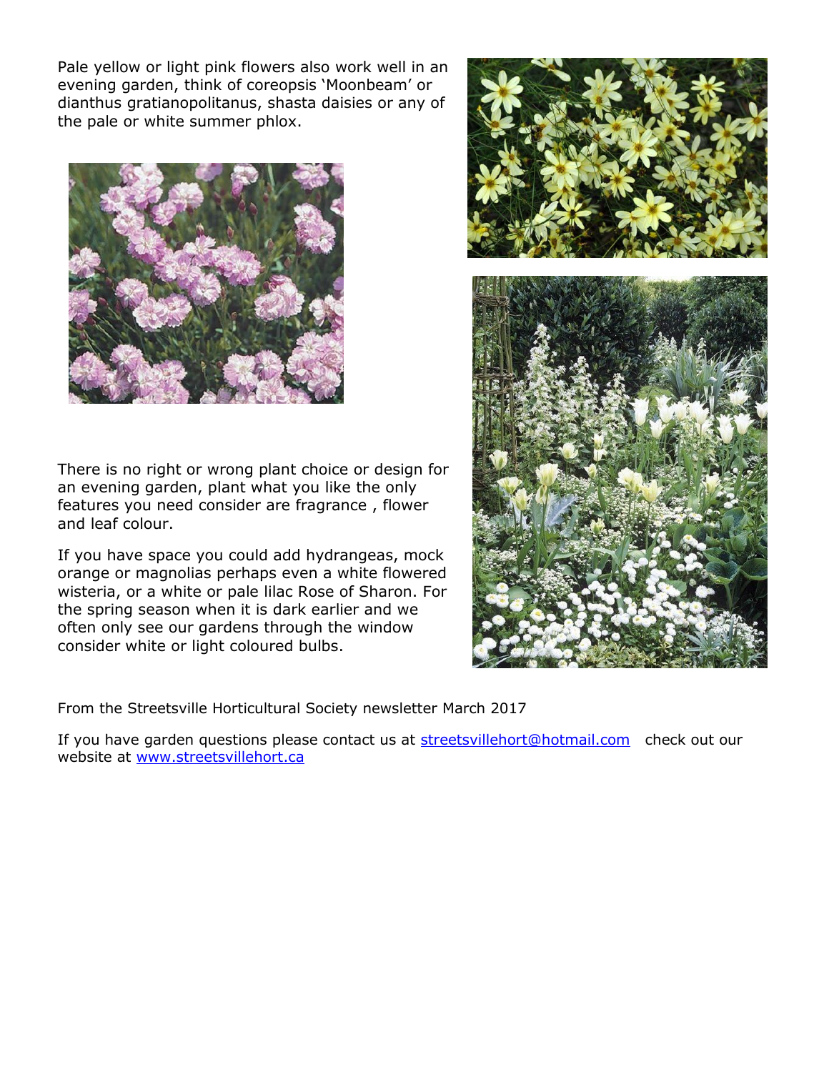Pale yellow or light pink flowers also work well in an evening garden, think of coreopsis 'Moonbeam' or dianthus gratianopolitanus, shasta daisies or any of the pale or white summer phlox.

There is no right or wrong plant choice or design for an evening garden, plant what you like the only features you need consider are fragrance , flower and leaf colour.

If you have space you could add hydrangeas, mock orange or magnolias perhaps even a white flowered wisteria, or a white or pale lilac Rose of Sharon. For the spring season when it is dark earlier and we often only see our gardens through the window consider white or light coloured bulbs.

From the Streetsville Horticultural Society newsletter March 2017

If you have garden questions please contact us at [streetsvillehort@hotmail.com](mailto:streetsvillehort@hotmail.com) check out our website at [www.streetsvillehort.ca](http://www.streetsvillehort.ca)